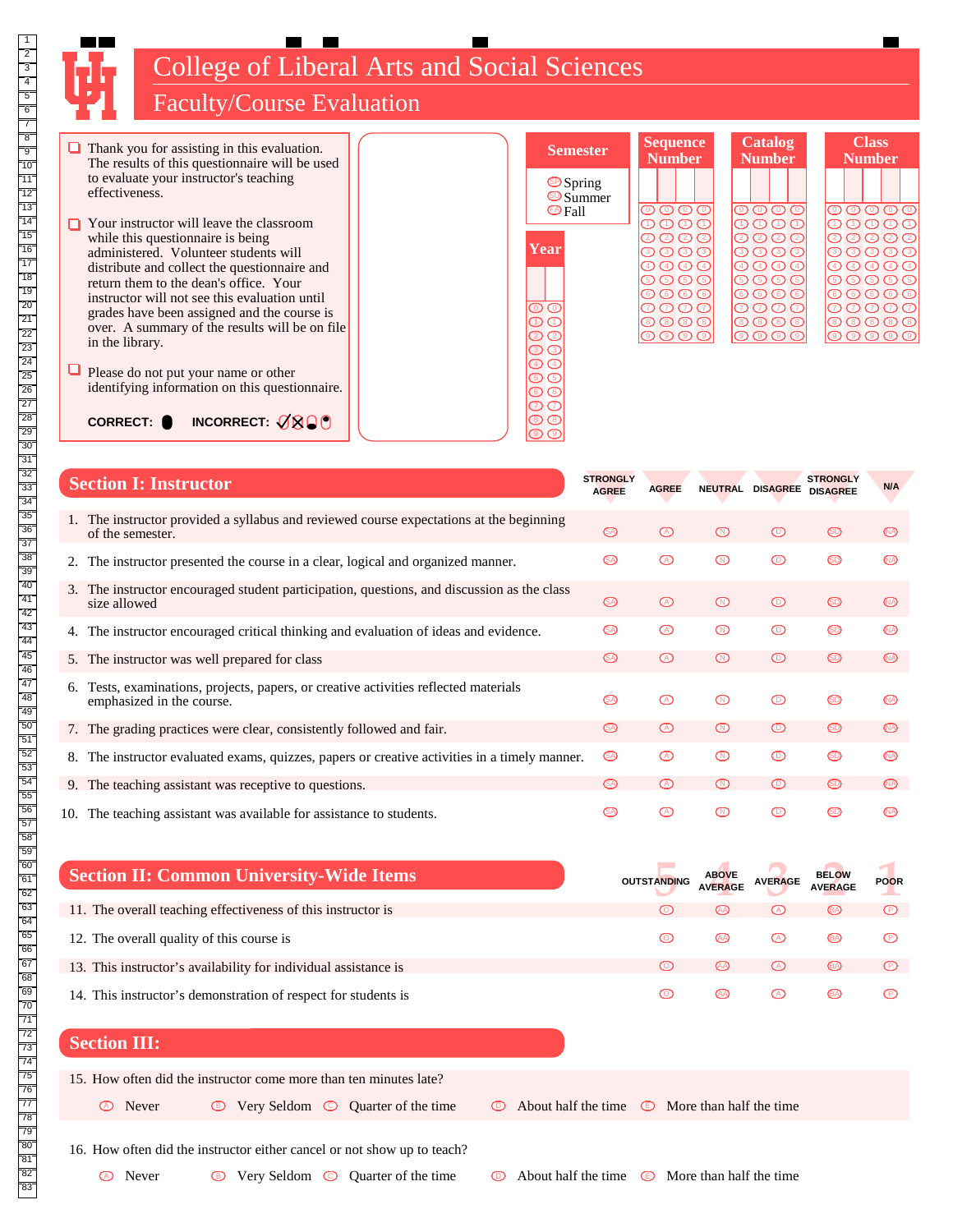# College of Liberal Arts and Social Sciences

## Faculty/Course Evaluation

- Thank you for assisting in this evaluation. The results of this questionnaire will be used to evaluate your instructor's teaching effectiveness.
- Your instructor will leave the classroom while this questionnaire is being administered. Volunteer students will distribute and collect the questionnaire and return them to the dean's office. Your instructor will not see this evaluation until grades have been assigned and the course is over. A summary of the results will be on file in the library.
- Please do not put your name or other identifying information on this questionnaire.

**CORRECT:** ● **INCORRECT:** ✓ ✗ ● ●

**Semester**
- Spring
- Summer
- Fall

**Year**

**Sequence Number**

**Catalog Number**

**Class Number**

## Section I: Instructor

| | STRONGLY AGREE | AGREE | NEUTRAL | DISAGREE | STRONGLY DISAGREE | N/A |
|---|---|---|---|---|---|---|
| 1. The instructor provided a syllabus and reviewed course expectations at the beginning of the semester. | SA | A | N | D | SD | NA |
| 2. The instructor presented the course in a clear, logical and organized manner. | SA | A | N | D | SD | NA |
| 3. The instructor encouraged student participation, questions, and discussion as the class size allowed | SA | A | N | D | SD | NA |
| 4. The instructor encouraged critical thinking and evaluation of ideas and evidence. | SA | A | N | D | SD | NA |
| 5. The instructor was well prepared for class | SA | A | N | D | SD | NA |
| 6. Tests, examinations, projects, papers, or creative activities reflected materials emphasized in the course. | SA | A | N | D | SD | NA |
| 7. The grading practices were clear, consistently followed and fair. | SA | A | N | D | SD | NA |
| 8. The instructor evaluated exams, quizzes, papers or creative activities in a timely manner. | SA | A | N | D | SD | NA |
| 9. The teaching assistant was receptive to questions. | SA | A | N | D | SD | NA |
| 10. The teaching assistant was available for assistance to students. | SA | A | N | D | SD | NA |

## Section II: Common University-Wide Items

| | OUTSTANDING (5) | ABOVE AVERAGE (4) | AVERAGE (3) | BELOW AVERAGE (2) | POOR (1) |
|---|---|---|---|---|---|
| 11. The overall teaching effectiveness of this instructor is | O | AA | A | BA | P |
| 12. The overall quality of this course is | O | AA | A | BA | P |
| 13. This instructor's availability for individual assistance is | O | AA | A | BA | P |
| 14. This instructor's demonstration of respect for students is | O | AA | A | BA | P |

## Section III:

15. How often did the instructor come more than ten minutes late?

(A) Never (B) Very Seldom (C) Quarter of the time (D) About half the time (E) More than half the time

16. How often did the instructor either cancel or not show up to teach?

(A) Never (B) Very Seldom (C) Quarter of the time (D) About half the time (E) More than half the time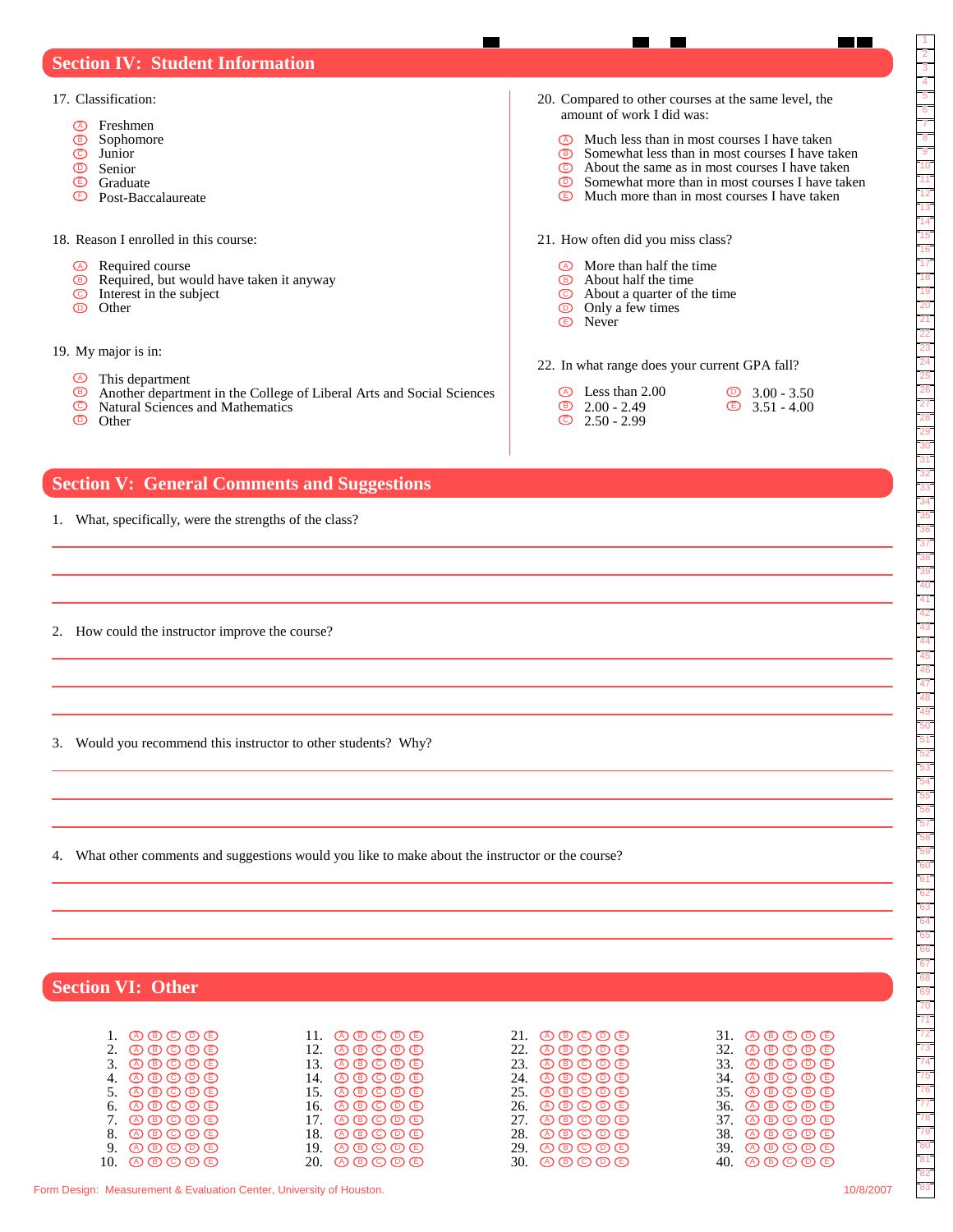## Section IV: Student Information

17. Classification:

- Ⓐ Freshmen
- Ⓑ Sophomore
- Ⓒ Junior
- Ⓓ Senior
- Ⓔ Graduate
- Ⓕ Post-Baccalaureate

18. Reason I enrolled in this course:

- Ⓐ Required course
- Ⓑ Required, but would have taken it anyway
- Ⓒ Interest in the subject
- Ⓓ Other

19. My major is in:

- Ⓐ This department
- Ⓑ Another department in the College of Liberal Arts and Social Sciences
- Ⓒ Natural Sciences and Mathematics
- Ⓓ Other

20. Compared to other courses at the same level, the amount of work I did was:

- Ⓐ Much less than in most courses I have taken
- Ⓑ Somewhat less than in most courses I have taken
- Ⓒ About the same as in most courses I have taken
- Ⓓ Somewhat more than in most courses I have taken
- Ⓔ Much more than in most courses I have taken

21. How often did you miss class?

- Ⓐ More than half the time
- Ⓑ About half the time
- Ⓒ About a quarter of the time
- Ⓓ Only a few times
- Ⓔ Never

22. In what range does your current GPA fall?

- Ⓐ Less than 2.00
- Ⓑ 2.00 - 2.49
- Ⓒ 2.50 - 2.99
- Ⓓ 3.00 - 3.50
- Ⓔ 3.51 - 4.00

## Section V: General Comments and Suggestions

1. What, specifically, were the strengths of the class?

2. How could the instructor improve the course?

3. Would you recommend this instructor to other students? Why?

4. What other comments and suggestions would you like to make about the instructor or the course?

## Section VI: Other

| | | | |
|---|---|---|---|
| 1. Ⓐ Ⓑ Ⓒ Ⓓ Ⓔ | 11. Ⓐ Ⓑ Ⓒ Ⓓ Ⓔ | 21. Ⓐ Ⓑ Ⓒ Ⓓ Ⓔ | 31. Ⓐ Ⓑ Ⓒ Ⓓ Ⓔ |
| 2. Ⓐ Ⓑ Ⓒ Ⓓ Ⓔ | 12. Ⓐ Ⓑ Ⓒ Ⓓ Ⓔ | 22. Ⓐ Ⓑ Ⓒ Ⓓ Ⓔ | 32. Ⓐ Ⓑ Ⓒ Ⓓ Ⓔ |
| 3. Ⓐ Ⓑ Ⓒ Ⓓ Ⓔ | 13. Ⓐ Ⓑ Ⓒ Ⓓ Ⓔ | 23. Ⓐ Ⓑ Ⓒ Ⓓ Ⓔ | 33. Ⓐ Ⓑ Ⓒ Ⓓ Ⓔ |
| 4. Ⓐ Ⓑ Ⓒ Ⓓ Ⓔ | 14. Ⓐ Ⓑ Ⓒ Ⓓ Ⓔ | 24. Ⓐ Ⓑ Ⓒ Ⓓ Ⓔ | 34. Ⓐ Ⓑ Ⓒ Ⓓ Ⓔ |
| 5. Ⓐ Ⓑ Ⓒ Ⓓ Ⓔ | 15. Ⓐ Ⓑ Ⓒ Ⓓ Ⓔ | 25. Ⓐ Ⓑ Ⓒ Ⓓ Ⓔ | 35. Ⓐ Ⓑ Ⓒ Ⓓ Ⓔ |
| 6. Ⓐ Ⓑ Ⓒ Ⓓ Ⓔ | 16. Ⓐ Ⓑ Ⓒ Ⓓ Ⓔ | 26. Ⓐ Ⓑ Ⓒ Ⓓ Ⓔ | 36. Ⓐ Ⓑ Ⓒ Ⓓ Ⓔ |
| 7. Ⓐ Ⓑ Ⓒ Ⓓ Ⓔ | 17. Ⓐ Ⓑ Ⓒ Ⓓ Ⓔ | 27. Ⓐ Ⓑ Ⓒ Ⓓ Ⓔ | 37. Ⓐ Ⓑ Ⓒ Ⓓ Ⓔ |
| 8. Ⓐ Ⓑ Ⓒ Ⓓ Ⓔ | 18. Ⓐ Ⓑ Ⓒ Ⓓ Ⓔ | 28. Ⓐ Ⓑ Ⓒ Ⓓ Ⓔ | 38. Ⓐ Ⓑ Ⓒ Ⓓ Ⓔ |
| 9. Ⓐ Ⓑ Ⓒ Ⓓ Ⓔ | 19. Ⓐ Ⓑ Ⓒ Ⓓ Ⓔ | 29. Ⓐ Ⓑ Ⓒ Ⓓ Ⓔ | 39. Ⓐ Ⓑ Ⓒ Ⓓ Ⓔ |
| 10. Ⓐ Ⓑ Ⓒ Ⓓ Ⓔ | 20. Ⓐ Ⓑ Ⓒ Ⓓ Ⓔ | 30. Ⓐ Ⓑ Ⓒ Ⓓ Ⓔ | 40. Ⓐ Ⓑ Ⓒ Ⓓ Ⓔ |

Form Design: Measurement & Evaluation Center, University of Houston. 10/8/2007